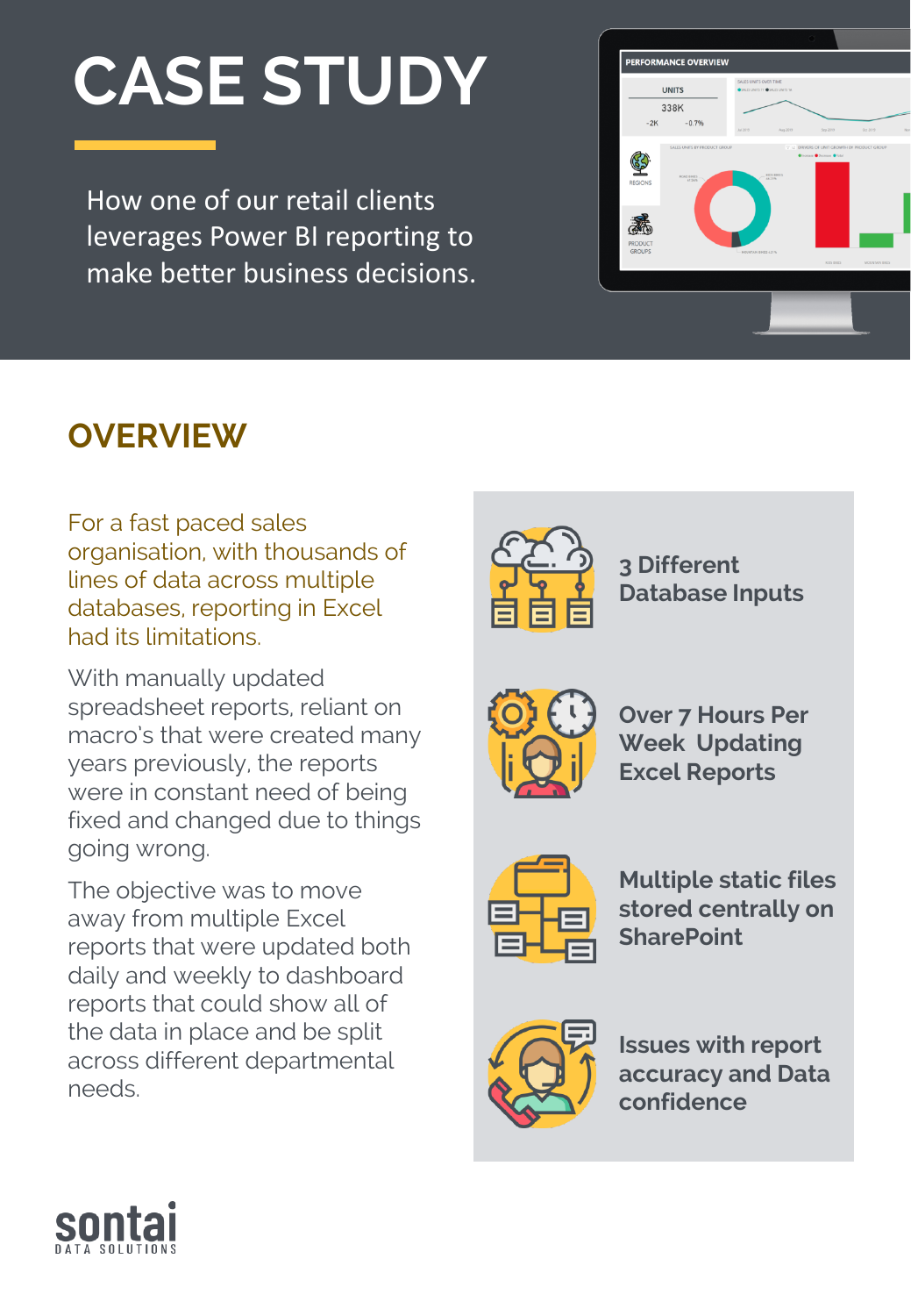# CASE STUDY

How one of our retail clients leverages Power BI reporting to make better business decisions.

## OVERVIEW

For a fast paced sales organisation, with thousands of lines of data across multiple databases, reporting in Excel had its limitations.

With manually updated spreadsheet reports, reliant on macro's that were created many years previously, the reports were in constant need of being fixed and changed due to things going wrong.

The objective was to move away from multiple Excel reports that were updated both daily and weekly to dashboard reports that could show all of the data in place and be split across different departmental needs.

**3 Different Database Inputs**

**Over 7 Hours Per Week Updating Excel Reports**

**Multiple static files stored centrally on SharePoint**

**Issues with report accuracy and Data confidence**

sontai DATA SOLUTIONS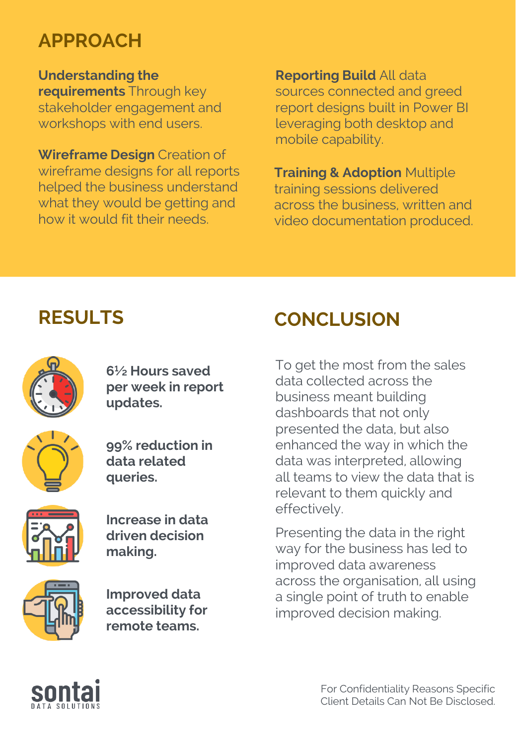## APPROACH

**Understanding the requirements** Through key stakeholder engagement and workshops with end users.

**Wireframe Design** Creation of wireframe designs for all reports helped the business understand what they would be getting and how it would fit their needs.

**Reporting Build** All data sources connected and greed report designs built in Power BI leveraging both desktop and mobile capability.

**Training & Adoption** Multiple training sessions delivered across the business, written and video documentation produced.

## RESULTS

**6½ Hours saved per week in report updates.**

**99% reduction in data related queries.**

**Increase in data driven decision making.**

**Improved data accessibility for remote teams.**

## CONCLUSION

To get the most from the sales data collected across the business meant building dashboards that not only presented the data, but also enhanced the way in which the data was interpreted, allowing all teams to view the data that is relevant to them quickly and effectively.

Presenting the data in the right way for the business has led to improved data awareness across the organisation, all using a single point of truth to enable improved decision making.

sontai
DATA SOLUTIONS

For Confidentiality Reasons Specific Client Details Can Not Be Disclosed.